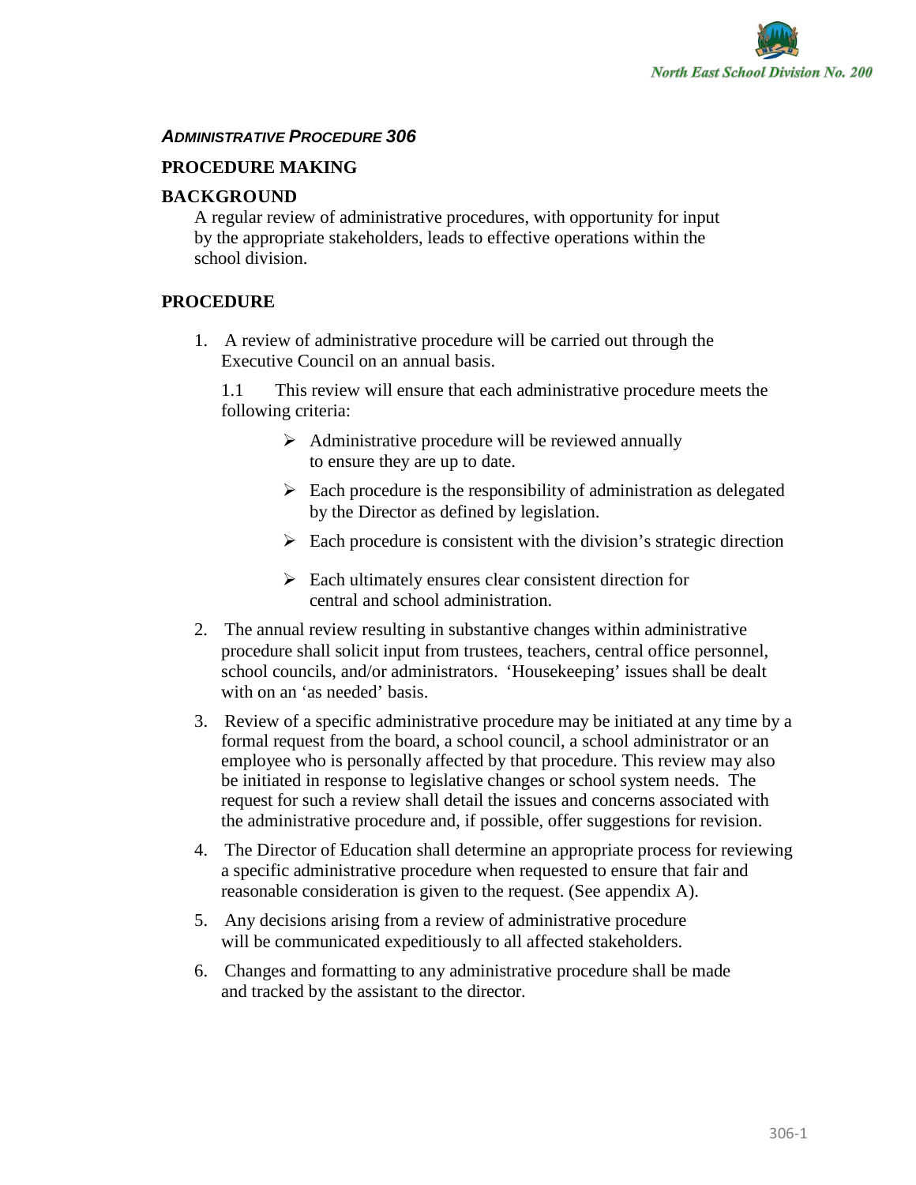***ADMINISTRATIVE PROCEDURE 306***

## PROCEDURE MAKING

## BACKGROUND

A regular review of administrative procedures, with opportunity for input by the appropriate stakeholders, leads to effective operations within the school division.

## PROCEDURE

1. A review of administrative procedure will be carried out through the Executive Council on an annual basis.

   1.1 This review will ensure that each administrative procedure meets the following criteria:

   - Administrative procedure will be reviewed annually to ensure they are up to date.
   - Each procedure is the responsibility of administration as delegated by the Director as defined by legislation.
   - Each procedure is consistent with the division's strategic direction
   - Each ultimately ensures clear consistent direction for central and school administration.

2. The annual review resulting in substantive changes within administrative procedure shall solicit input from trustees, teachers, central office personnel, school councils, and/or administrators. 'Housekeeping' issues shall be dealt with on an 'as needed' basis.

3. Review of a specific administrative procedure may be initiated at any time by a formal request from the board, a school council, a school administrator or an employee who is personally affected by that procedure. This review may also be initiated in response to legislative changes or school system needs. The request for such a review shall detail the issues and concerns associated with the administrative procedure and, if possible, offer suggestions for revision.

4. The Director of Education shall determine an appropriate process for reviewing a specific administrative procedure when requested to ensure that fair and reasonable consideration is given to the request. (See appendix A).

5. Any decisions arising from a review of administrative procedure will be communicated expeditiously to all affected stakeholders.

6. Changes and formatting to any administrative procedure shall be made and tracked by the assistant to the director.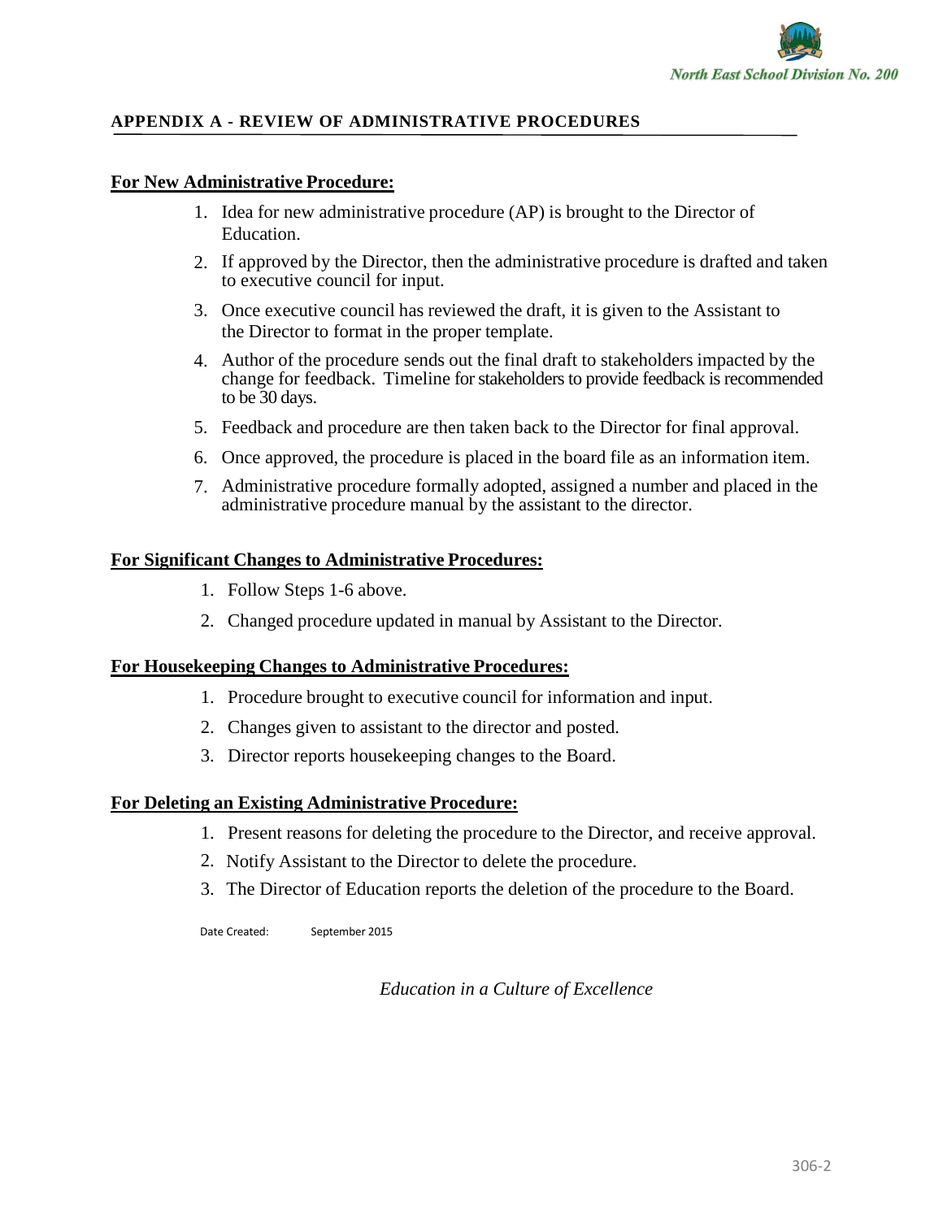## APPENDIX A - REVIEW OF ADMINISTRATIVE PROCEDURES

**For New Administrative Procedure:**

1. Idea for new administrative procedure (AP) is brought to the Director of Education.
2. If approved by the Director, then the administrative procedure is drafted and taken to executive council for input.
3. Once executive council has reviewed the draft, it is given to the Assistant to the Director to format in the proper template.
4. Author of the procedure sends out the final draft to stakeholders impacted by the change for feedback. Timeline for stakeholders to provide feedback is recommended to be 30 days.
5. Feedback and procedure are then taken back to the Director for final approval.
6. Once approved, the procedure is placed in the board file as an information item.
7. Administrative procedure formally adopted, assigned a number and placed in the administrative procedure manual by the assistant to the director.

**For Significant Changes to Administrative Procedures:**

1. Follow Steps 1-6 above.
2. Changed procedure updated in manual by Assistant to the Director.

**For Housekeeping Changes to Administrative Procedures:**

1. Procedure brought to executive council for information and input.
2. Changes given to assistant to the director and posted.
3. Director reports housekeeping changes to the Board.

**For Deleting an Existing Administrative Procedure:**

1. Present reasons for deleting the procedure to the Director, and receive approval.
2. Notify Assistant to the Director to delete the procedure.
3. The Director of Education reports the deletion of the procedure to the Board.

Date Created: September 2015

*Education in a Culture of Excellence*